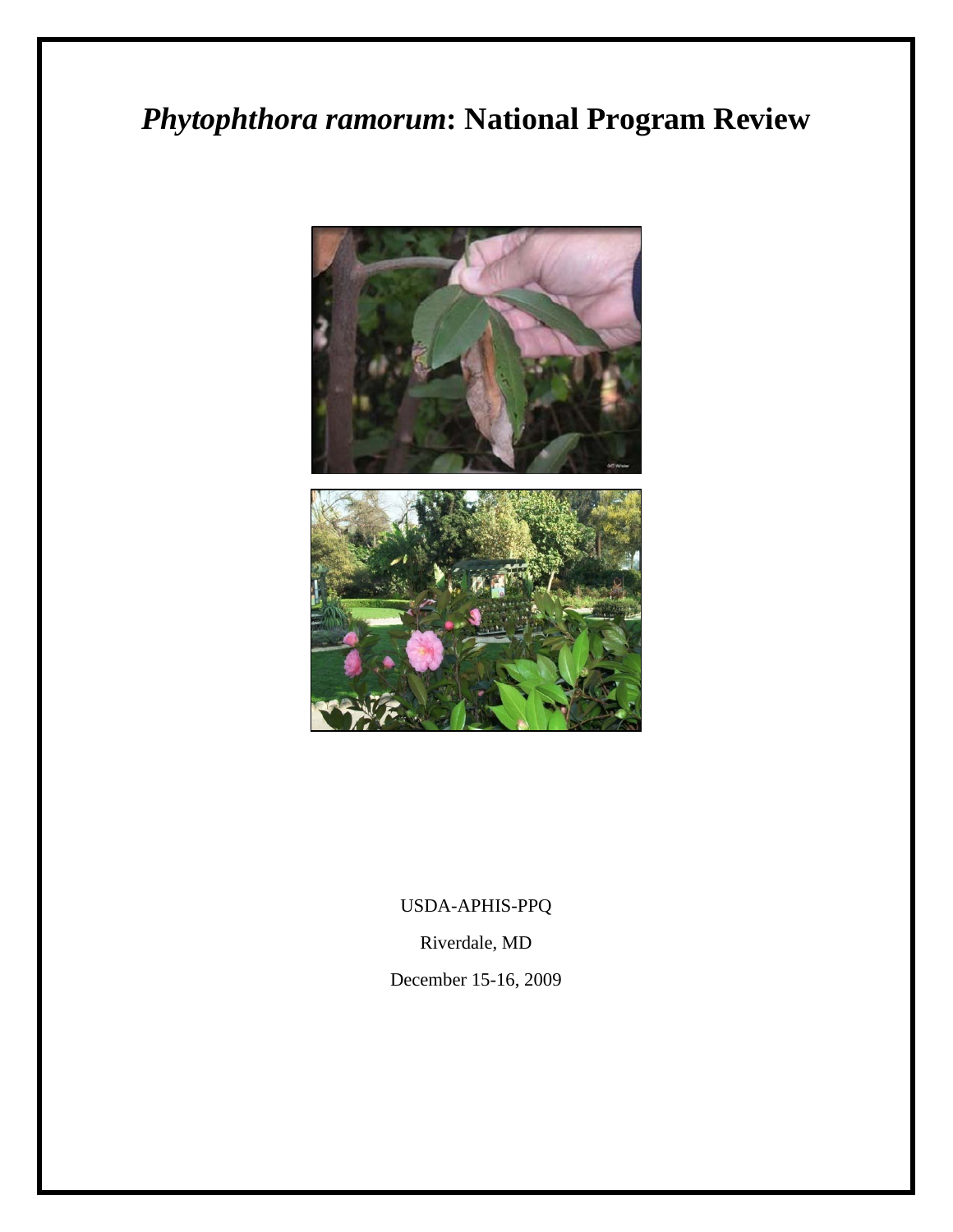# *Phytophthora ramorum*: National Program Review

USDA-APHIS-PPQ

Riverdale, MD

December 15-16, 2009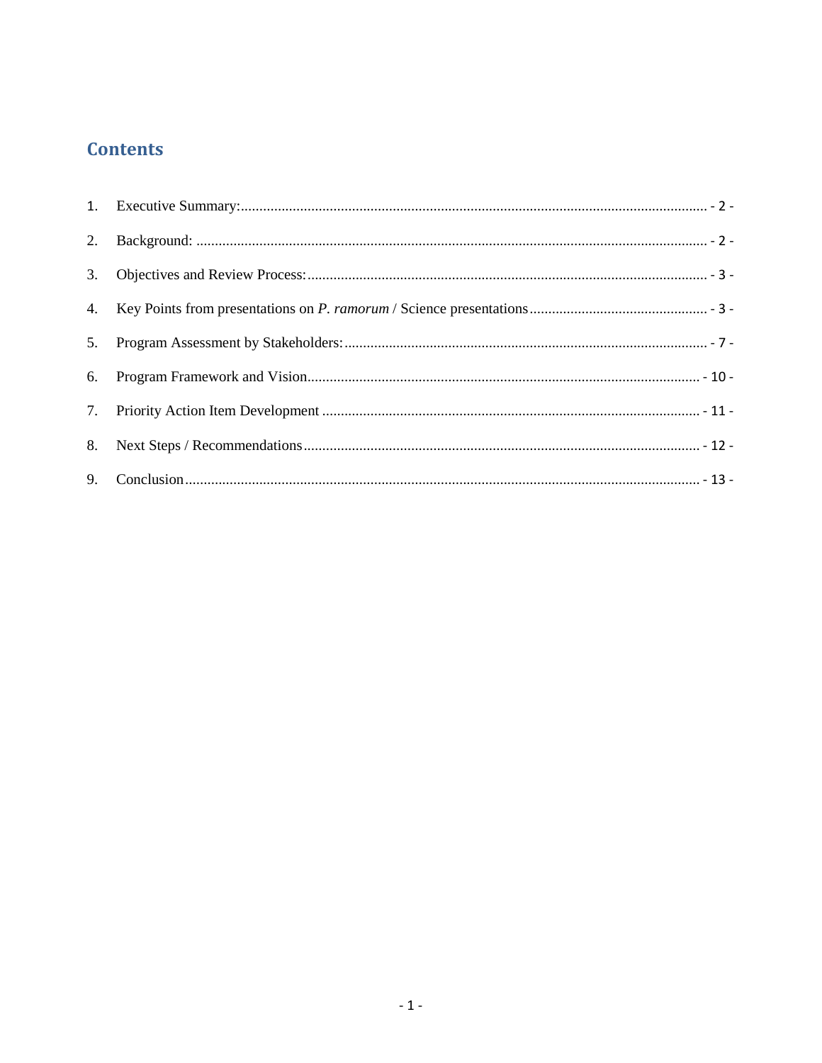## Contents

1. Executive Summary: - 2 -
2. Background: - 2 -
3. Objectives and Review Process: - 3 -
4. Key Points from presentations on *P. ramorum* / Science presentations - 3 -
5. Program Assessment by Stakeholders: - 7 -
6. Program Framework and Vision - 10 -
7. Priority Action Item Development - 11 -
8. Next Steps / Recommendations - 12 -
9. Conclusion - 13 -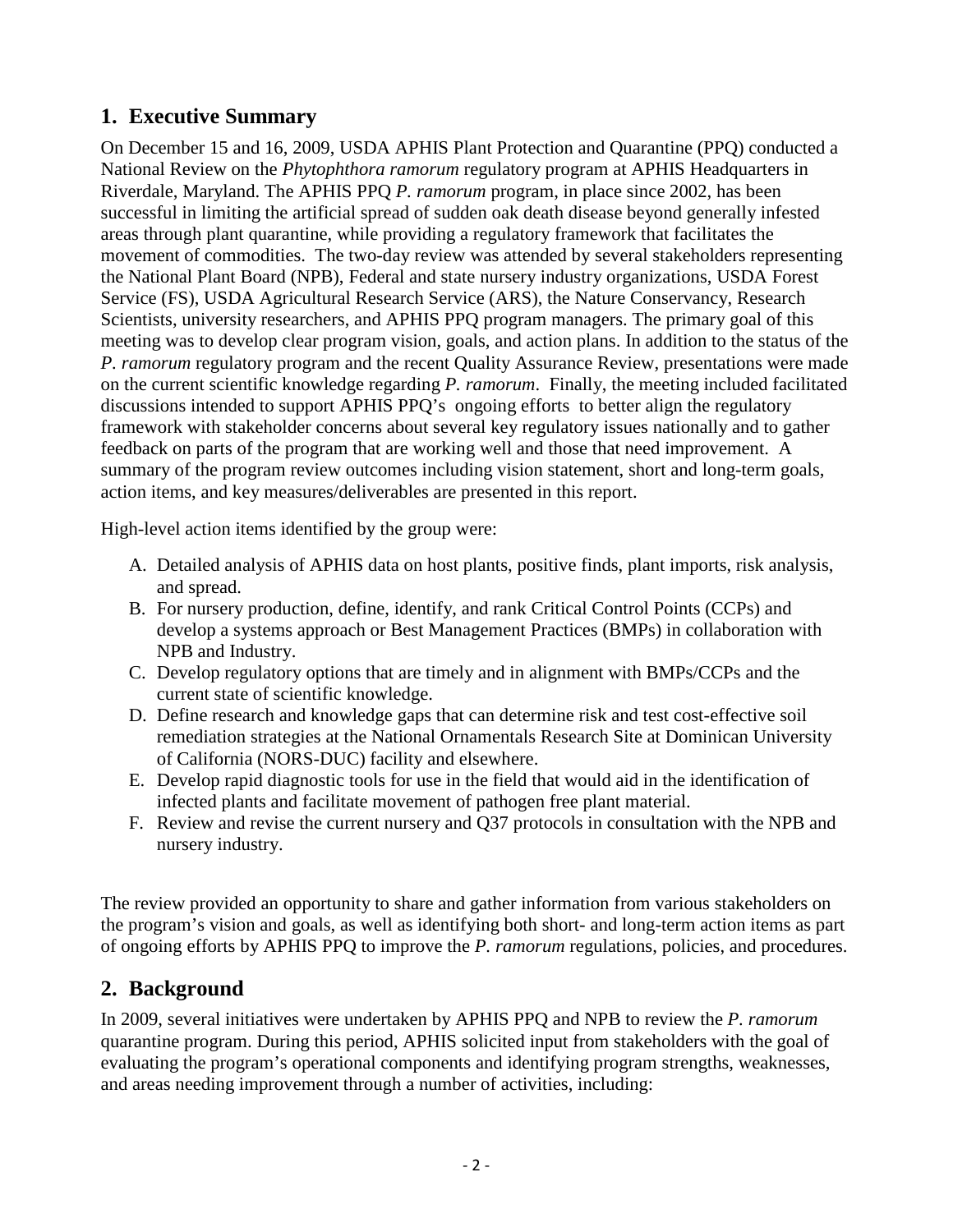## 1. Executive Summary

On December 15 and 16, 2009, USDA APHIS Plant Protection and Quarantine (PPQ) conducted a National Review on the *Phytophthora ramorum* regulatory program at APHIS Headquarters in Riverdale, Maryland. The APHIS PPQ *P. ramorum* program, in place since 2002, has been successful in limiting the artificial spread of sudden oak death disease beyond generally infested areas through plant quarantine, while providing a regulatory framework that facilitates the movement of commodities. The two-day review was attended by several stakeholders representing the National Plant Board (NPB), Federal and state nursery industry organizations, USDA Forest Service (FS), USDA Agricultural Research Service (ARS), the Nature Conservancy, Research Scientists, university researchers, and APHIS PPQ program managers. The primary goal of this meeting was to develop clear program vision, goals, and action plans. In addition to the status of the *P. ramorum* regulatory program and the recent Quality Assurance Review, presentations were made on the current scientific knowledge regarding *P. ramorum*. Finally, the meeting included facilitated discussions intended to support APHIS PPQ's ongoing efforts to better align the regulatory framework with stakeholder concerns about several key regulatory issues nationally and to gather feedback on parts of the program that are working well and those that need improvement. A summary of the program review outcomes including vision statement, short and long-term goals, action items, and key measures/deliverables are presented in this report.

High-level action items identified by the group were:

A. Detailed analysis of APHIS data on host plants, positive finds, plant imports, risk analysis, and spread.
B. For nursery production, define, identify, and rank Critical Control Points (CCPs) and develop a systems approach or Best Management Practices (BMPs) in collaboration with NPB and Industry.
C. Develop regulatory options that are timely and in alignment with BMPs/CCPs and the current state of scientific knowledge.
D. Define research and knowledge gaps that can determine risk and test cost-effective soil remediation strategies at the National Ornamentals Research Site at Dominican University of California (NORS-DUC) facility and elsewhere.
E. Develop rapid diagnostic tools for use in the field that would aid in the identification of infected plants and facilitate movement of pathogen free plant material.
F. Review and revise the current nursery and Q37 protocols in consultation with the NPB and nursery industry.

The review provided an opportunity to share and gather information from various stakeholders on the program's vision and goals, as well as identifying both short- and long-term action items as part of ongoing efforts by APHIS PPQ to improve the *P. ramorum* regulations, policies, and procedures.

## 2. Background

In 2009, several initiatives were undertaken by APHIS PPQ and NPB to review the *P. ramorum* quarantine program. During this period, APHIS solicited input from stakeholders with the goal of evaluating the program's operational components and identifying program strengths, weaknesses, and areas needing improvement through a number of activities, including: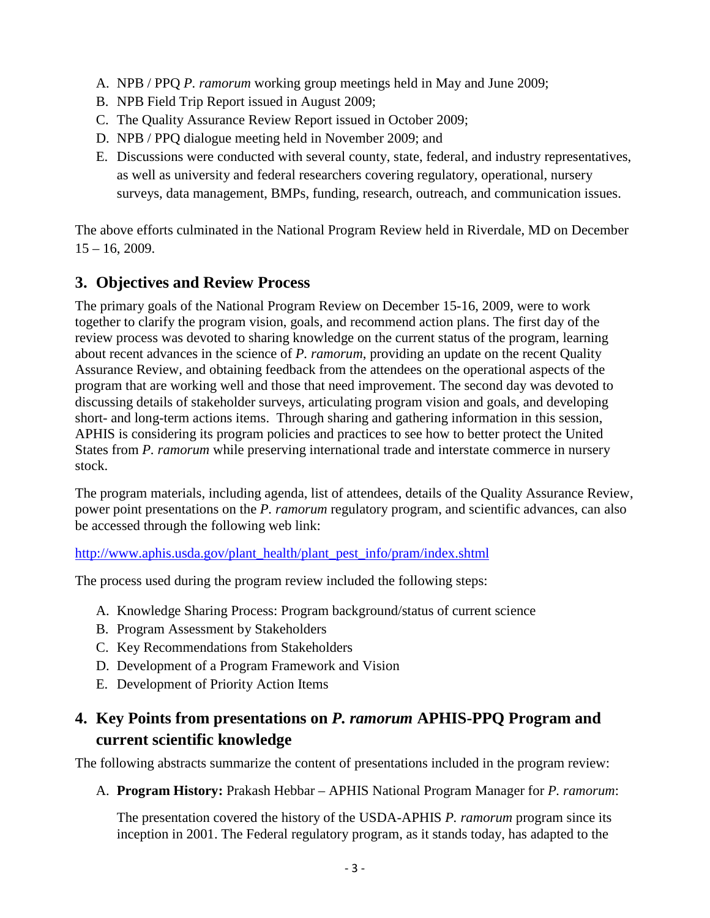A. NPB / PPQ *P. ramorum* working group meetings held in May and June 2009;
B. NPB Field Trip Report issued in August 2009;
C. The Quality Assurance Review Report issued in October 2009;
D. NPB / PPQ dialogue meeting held in November 2009; and
E. Discussions were conducted with several county, state, federal, and industry representatives, as well as university and federal researchers covering regulatory, operational, nursery surveys, data management, BMPs, funding, research, outreach, and communication issues.

The above efforts culminated in the National Program Review held in Riverdale, MD on December 15 – 16, 2009.

## 3. Objectives and Review Process

The primary goals of the National Program Review on December 15-16, 2009, were to work together to clarify the program vision, goals, and recommend action plans. The first day of the review process was devoted to sharing knowledge on the current status of the program, learning about recent advances in the science of *P. ramorum*, providing an update on the recent Quality Assurance Review, and obtaining feedback from the attendees on the operational aspects of the program that are working well and those that need improvement. The second day was devoted to discussing details of stakeholder surveys, articulating program vision and goals, and developing short- and long-term actions items. Through sharing and gathering information in this session, APHIS is considering its program policies and practices to see how to better protect the United States from *P. ramorum* while preserving international trade and interstate commerce in nursery stock.

The program materials, including agenda, list of attendees, details of the Quality Assurance Review, power point presentations on the *P. ramorum* regulatory program, and scientific advances, can also be accessed through the following web link:

http://www.aphis.usda.gov/plant_health/plant_pest_info/pram/index.shtml

The process used during the program review included the following steps:

A. Knowledge Sharing Process: Program background/status of current science
B. Program Assessment by Stakeholders
C. Key Recommendations from Stakeholders
D. Development of a Program Framework and Vision
E. Development of Priority Action Items

## 4. Key Points from presentations on *P. ramorum* APHIS-PPQ Program and current scientific knowledge

The following abstracts summarize the content of presentations included in the program review:

A. **Program History:** Prakash Hebbar – APHIS National Program Manager for *P. ramorum*:

   The presentation covered the history of the USDA-APHIS *P. ramorum* program since its inception in 2001. The Federal regulatory program, as it stands today, has adapted to the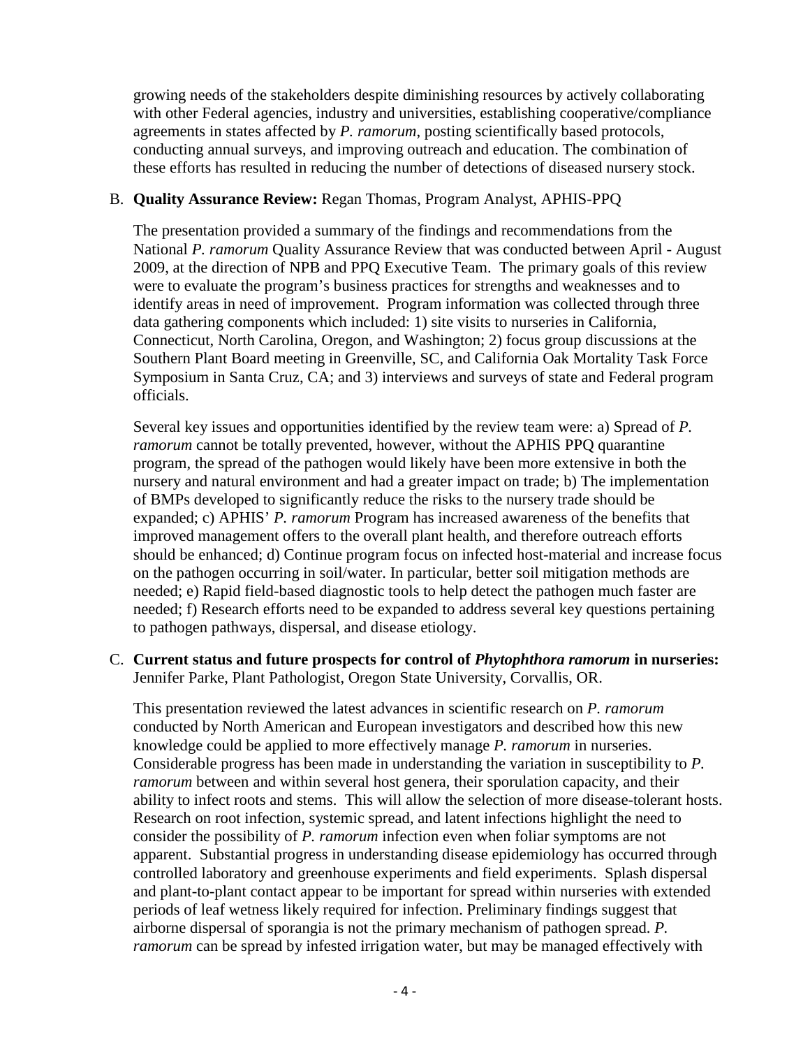growing needs of the stakeholders despite diminishing resources by actively collaborating with other Federal agencies, industry and universities, establishing cooperative/compliance agreements in states affected by *P. ramorum*, posting scientifically based protocols, conducting annual surveys, and improving outreach and education. The combination of these efforts has resulted in reducing the number of detections of diseased nursery stock.

B. **Quality Assurance Review:** Regan Thomas, Program Analyst, APHIS-PPQ

The presentation provided a summary of the findings and recommendations from the National *P. ramorum* Quality Assurance Review that was conducted between April - August 2009, at the direction of NPB and PPQ Executive Team. The primary goals of this review were to evaluate the program's business practices for strengths and weaknesses and to identify areas in need of improvement. Program information was collected through three data gathering components which included: 1) site visits to nurseries in California, Connecticut, North Carolina, Oregon, and Washington; 2) focus group discussions at the Southern Plant Board meeting in Greenville, SC, and California Oak Mortality Task Force Symposium in Santa Cruz, CA; and 3) interviews and surveys of state and Federal program officials.

Several key issues and opportunities identified by the review team were: a) Spread of *P. ramorum* cannot be totally prevented, however, without the APHIS PPQ quarantine program, the spread of the pathogen would likely have been more extensive in both the nursery and natural environment and had a greater impact on trade; b) The implementation of BMPs developed to significantly reduce the risks to the nursery trade should be expanded; c) APHIS' *P. ramorum* Program has increased awareness of the benefits that improved management offers to the overall plant health, and therefore outreach efforts should be enhanced; d) Continue program focus on infected host-material and increase focus on the pathogen occurring in soil/water. In particular, better soil mitigation methods are needed; e) Rapid field-based diagnostic tools to help detect the pathogen much faster are needed; f) Research efforts need to be expanded to address several key questions pertaining to pathogen pathways, dispersal, and disease etiology.

C. **Current status and future prospects for control of *Phytophthora ramorum* in nurseries:** Jennifer Parke, Plant Pathologist, Oregon State University, Corvallis, OR.

This presentation reviewed the latest advances in scientific research on *P. ramorum* conducted by North American and European investigators and described how this new knowledge could be applied to more effectively manage *P. ramorum* in nurseries. Considerable progress has been made in understanding the variation in susceptibility to *P. ramorum* between and within several host genera, their sporulation capacity, and their ability to infect roots and stems. This will allow the selection of more disease-tolerant hosts. Research on root infection, systemic spread, and latent infections highlight the need to consider the possibility of *P. ramorum* infection even when foliar symptoms are not apparent. Substantial progress in understanding disease epidemiology has occurred through controlled laboratory and greenhouse experiments and field experiments. Splash dispersal and plant-to-plant contact appear to be important for spread within nurseries with extended periods of leaf wetness likely required for infection. Preliminary findings suggest that airborne dispersal of sporangia is not the primary mechanism of pathogen spread. *P. ramorum* can be spread by infested irrigation water, but may be managed effectively with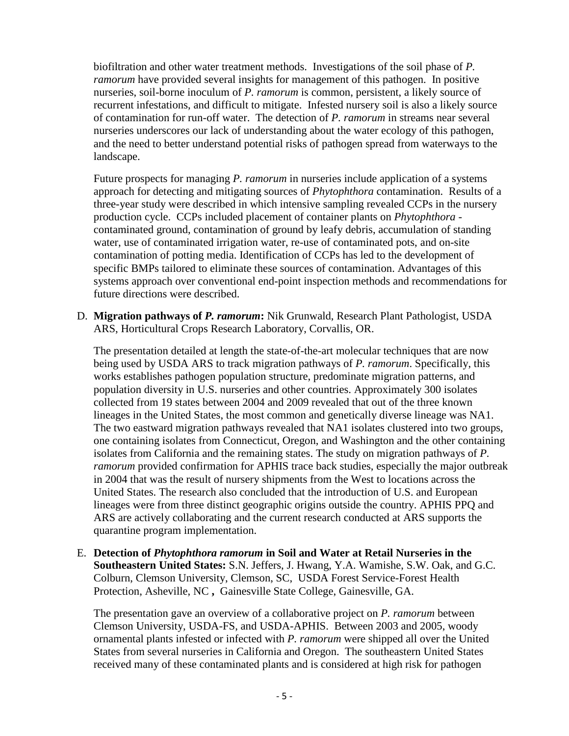biofiltration and other water treatment methods. Investigations of the soil phase of *P. ramorum* have provided several insights for management of this pathogen. In positive nurseries, soil-borne inoculum of *P. ramorum* is common, persistent, a likely source of recurrent infestations, and difficult to mitigate. Infested nursery soil is also a likely source of contamination for run-off water. The detection of *P. ramorum* in streams near several nurseries underscores our lack of understanding about the water ecology of this pathogen, and the need to better understand potential risks of pathogen spread from waterways to the landscape.

Future prospects for managing *P. ramorum* in nurseries include application of a systems approach for detecting and mitigating sources of *Phytophthora* contamination. Results of a three-year study were described in which intensive sampling revealed CCPs in the nursery production cycle. CCPs included placement of container plants on *Phytophthora* -contaminated ground, contamination of ground by leafy debris, accumulation of standing water, use of contaminated irrigation water, re-use of contaminated pots, and on-site contamination of potting media. Identification of CCPs has led to the development of specific BMPs tailored to eliminate these sources of contamination. Advantages of this systems approach over conventional end-point inspection methods and recommendations for future directions were described.

D. **Migration pathways of *P. ramorum*:** Nik Grunwald, Research Plant Pathologist, USDA ARS, Horticultural Crops Research Laboratory, Corvallis, OR.

   The presentation detailed at length the state-of-the-art molecular techniques that are now being used by USDA ARS to track migration pathways of *P. ramorum*. Specifically, this works establishes pathogen population structure, predominate migration patterns, and population diversity in U.S. nurseries and other countries. Approximately 300 isolates collected from 19 states between 2004 and 2009 revealed that out of the three known lineages in the United States, the most common and genetically diverse lineage was NA1. The two eastward migration pathways revealed that NA1 isolates clustered into two groups, one containing isolates from Connecticut, Oregon, and Washington and the other containing isolates from California and the remaining states. The study on migration pathways of *P. ramorum* provided confirmation for APHIS trace back studies, especially the major outbreak in 2004 that was the result of nursery shipments from the West to locations across the United States. The research also concluded that the introduction of U.S. and European lineages were from three distinct geographic origins outside the country. APHIS PPQ and ARS are actively collaborating and the current research conducted at ARS supports the quarantine program implementation.

E. **Detection of *Phytophthora ramorum* in Soil and Water at Retail Nurseries in the Southeastern United States:** S.N. Jeffers, J. Hwang, Y.A. Wamishe, S.W. Oak, and G.C. Colburn, Clemson University, Clemson, SC, USDA Forest Service-Forest Health Protection, Asheville, NC **,** Gainesville State College, Gainesville, GA.

   The presentation gave an overview of a collaborative project on *P. ramorum* between Clemson University, USDA-FS, and USDA-APHIS. Between 2003 and 2005, woody ornamental plants infested or infected with *P. ramorum* were shipped all over the United States from several nurseries in California and Oregon. The southeastern United States received many of these contaminated plants and is considered at high risk for pathogen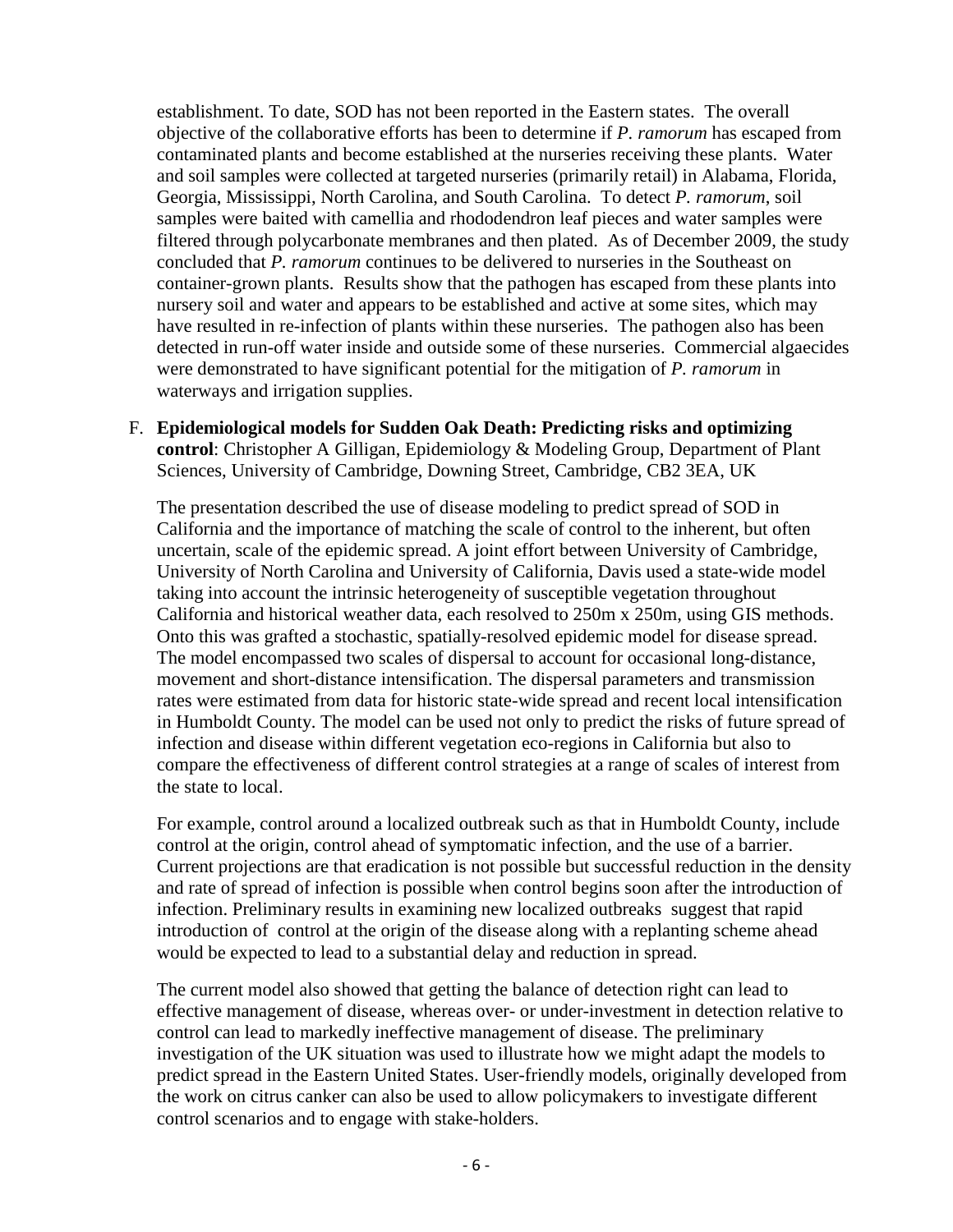establishment. To date, SOD has not been reported in the Eastern states. The overall objective of the collaborative efforts has been to determine if *P. ramorum* has escaped from contaminated plants and become established at the nurseries receiving these plants. Water and soil samples were collected at targeted nurseries (primarily retail) in Alabama, Florida, Georgia, Mississippi, North Carolina, and South Carolina. To detect *P. ramorum*, soil samples were baited with camellia and rhododendron leaf pieces and water samples were filtered through polycarbonate membranes and then plated. As of December 2009, the study concluded that *P. ramorum* continues to be delivered to nurseries in the Southeast on container-grown plants. Results show that the pathogen has escaped from these plants into nursery soil and water and appears to be established and active at some sites, which may have resulted in re-infection of plants within these nurseries. The pathogen also has been detected in run-off water inside and outside some of these nurseries. Commercial algaecides were demonstrated to have significant potential for the mitigation of *P. ramorum* in waterways and irrigation supplies.

F. **Epidemiological models for Sudden Oak Death: Predicting risks and optimizing control**: Christopher A Gilligan, Epidemiology & Modeling Group, Department of Plant Sciences, University of Cambridge, Downing Street, Cambridge, CB2 3EA, UK

The presentation described the use of disease modeling to predict spread of SOD in California and the importance of matching the scale of control to the inherent, but often uncertain, scale of the epidemic spread. A joint effort between University of Cambridge, University of North Carolina and University of California, Davis used a state-wide model taking into account the intrinsic heterogeneity of susceptible vegetation throughout California and historical weather data, each resolved to 250m x 250m, using GIS methods. Onto this was grafted a stochastic, spatially-resolved epidemic model for disease spread. The model encompassed two scales of dispersal to account for occasional long-distance, movement and short-distance intensification. The dispersal parameters and transmission rates were estimated from data for historic state-wide spread and recent local intensification in Humboldt County. The model can be used not only to predict the risks of future spread of infection and disease within different vegetation eco-regions in California but also to compare the effectiveness of different control strategies at a range of scales of interest from the state to local.

For example, control around a localized outbreak such as that in Humboldt County, include control at the origin, control ahead of symptomatic infection, and the use of a barrier. Current projections are that eradication is not possible but successful reduction in the density and rate of spread of infection is possible when control begins soon after the introduction of infection. Preliminary results in examining new localized outbreaks suggest that rapid introduction of control at the origin of the disease along with a replanting scheme ahead would be expected to lead to a substantial delay and reduction in spread.

The current model also showed that getting the balance of detection right can lead to effective management of disease, whereas over- or under-investment in detection relative to control can lead to markedly ineffective management of disease. The preliminary investigation of the UK situation was used to illustrate how we might adapt the models to predict spread in the Eastern United States. User-friendly models, originally developed from the work on citrus canker can also be used to allow policymakers to investigate different control scenarios and to engage with stake-holders.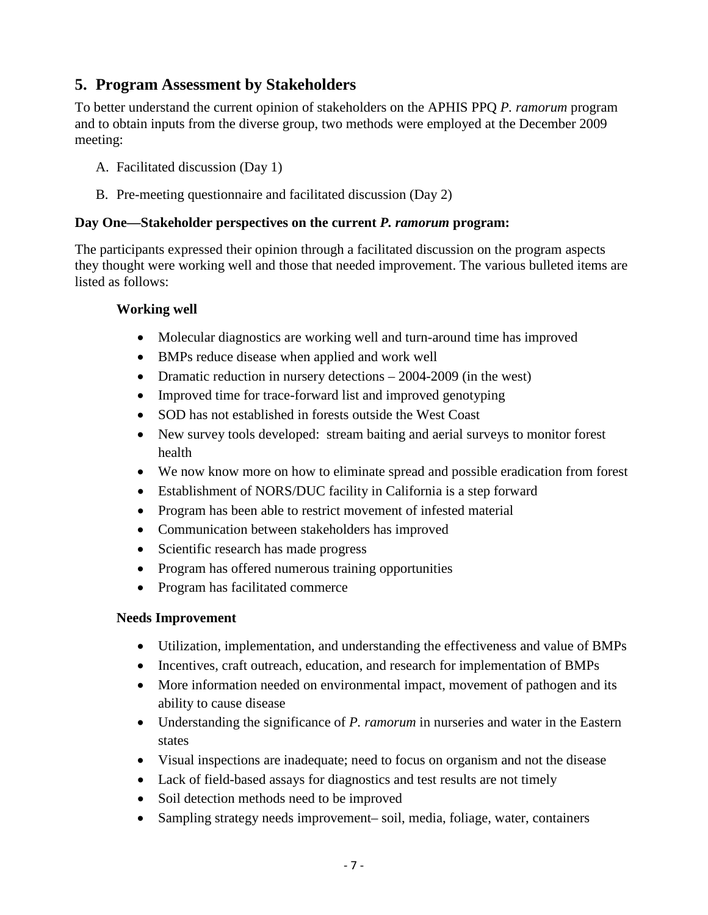## 5. Program Assessment by Stakeholders

To better understand the current opinion of stakeholders on the APHIS PPQ *P. ramorum* program and to obtain inputs from the diverse group, two methods were employed at the December 2009 meeting:

A. Facilitated discussion (Day 1)

B. Pre-meeting questionnaire and facilitated discussion (Day 2)

**Day One—Stakeholder perspectives on the current *P. ramorum* program:**

The participants expressed their opinion through a facilitated discussion on the program aspects they thought were working well and those that needed improvement. The various bulleted items are listed as follows:

**Working well**

- Molecular diagnostics are working well and turn-around time has improved
- BMPs reduce disease when applied and work well
- Dramatic reduction in nursery detections – 2004-2009 (in the west)
- Improved time for trace-forward list and improved genotyping
- SOD has not established in forests outside the West Coast
- New survey tools developed: stream baiting and aerial surveys to monitor forest health
- We now know more on how to eliminate spread and possible eradication from forest
- Establishment of NORS/DUC facility in California is a step forward
- Program has been able to restrict movement of infested material
- Communication between stakeholders has improved
- Scientific research has made progress
- Program has offered numerous training opportunities
- Program has facilitated commerce

**Needs Improvement**

- Utilization, implementation, and understanding the effectiveness and value of BMPs
- Incentives, craft outreach, education, and research for implementation of BMPs
- More information needed on environmental impact, movement of pathogen and its ability to cause disease
- Understanding the significance of *P. ramorum* in nurseries and water in the Eastern states
- Visual inspections are inadequate; need to focus on organism and not the disease
- Lack of field-based assays for diagnostics and test results are not timely
- Soil detection methods need to be improved
- Sampling strategy needs improvement– soil, media, foliage, water, containers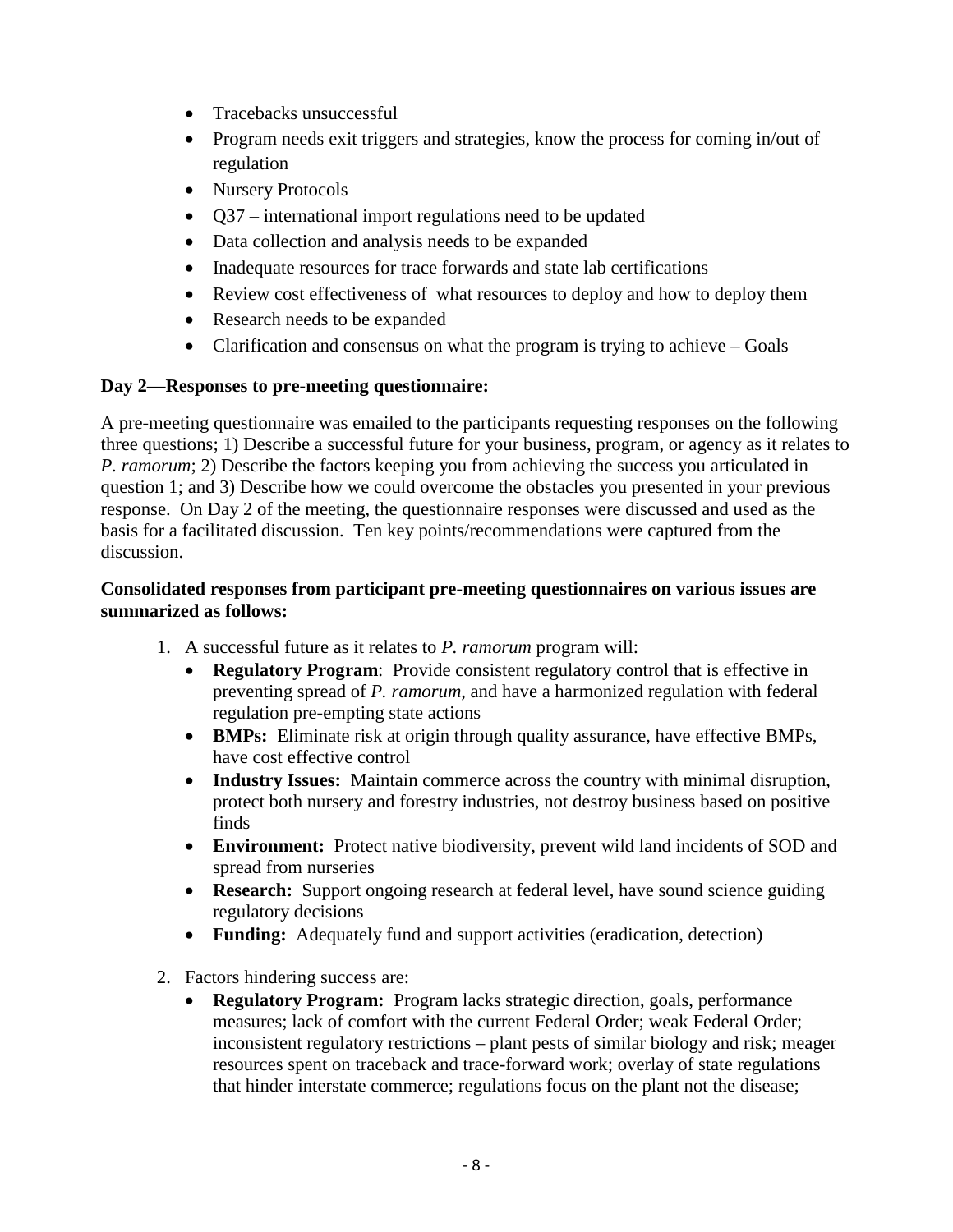- Tracebacks unsuccessful
- Program needs exit triggers and strategies, know the process for coming in/out of regulation
- Nursery Protocols
- Q37 – international import regulations need to be updated
- Data collection and analysis needs to be expanded
- Inadequate resources for trace forwards and state lab certifications
- Review cost effectiveness of what resources to deploy and how to deploy them
- Research needs to be expanded
- Clarification and consensus on what the program is trying to achieve – Goals

**Day 2—Responses to pre-meeting questionnaire:**

A pre-meeting questionnaire was emailed to the participants requesting responses on the following three questions; 1) Describe a successful future for your business, program, or agency as it relates to *P. ramorum*; 2) Describe the factors keeping you from achieving the success you articulated in question 1; and 3) Describe how we could overcome the obstacles you presented in your previous response. On Day 2 of the meeting, the questionnaire responses were discussed and used as the basis for a facilitated discussion. Ten key points/recommendations were captured from the discussion.

**Consolidated responses from participant pre-meeting questionnaires on various issues are summarized as follows:**

1. A successful future as it relates to *P. ramorum* program will:
   - **Regulatory Program**: Provide consistent regulatory control that is effective in preventing spread of *P. ramorum*, and have a harmonized regulation with federal regulation pre-empting state actions
   - **BMPs:** Eliminate risk at origin through quality assurance, have effective BMPs, have cost effective control
   - **Industry Issues:** Maintain commerce across the country with minimal disruption, protect both nursery and forestry industries, not destroy business based on positive finds
   - **Environment:** Protect native biodiversity, prevent wild land incidents of SOD and spread from nurseries
   - **Research:** Support ongoing research at federal level, have sound science guiding regulatory decisions
   - **Funding:** Adequately fund and support activities (eradication, detection)

2. Factors hindering success are:
   - **Regulatory Program:** Program lacks strategic direction, goals, performance measures; lack of comfort with the current Federal Order; weak Federal Order; inconsistent regulatory restrictions – plant pests of similar biology and risk; meager resources spent on traceback and trace-forward work; overlay of state regulations that hinder interstate commerce; regulations focus on the plant not the disease;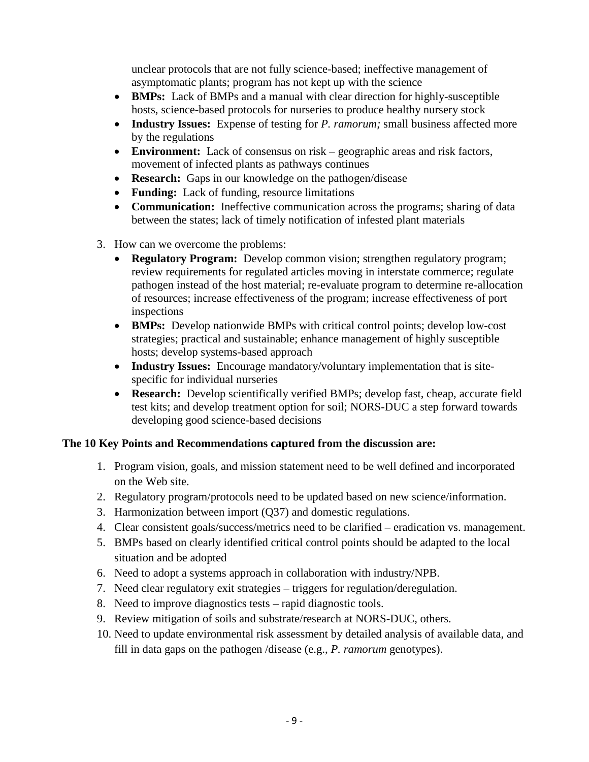unclear protocols that are not fully science-based; ineffective management of asymptomatic plants; program has not kept up with the science

- **BMPs:** Lack of BMPs and a manual with clear direction for highly-susceptible hosts, science-based protocols for nurseries to produce healthy nursery stock
- **Industry Issues:** Expense of testing for *P. ramorum;* small business affected more by the regulations
- **Environment:** Lack of consensus on risk – geographic areas and risk factors, movement of infected plants as pathways continues
- **Research:** Gaps in our knowledge on the pathogen/disease
- **Funding:** Lack of funding, resource limitations
- **Communication:** Ineffective communication across the programs; sharing of data between the states; lack of timely notification of infested plant materials

3. How can we overcome the problems:
   - **Regulatory Program:** Develop common vision; strengthen regulatory program; review requirements for regulated articles moving in interstate commerce; regulate pathogen instead of the host material; re-evaluate program to determine re-allocation of resources; increase effectiveness of the program; increase effectiveness of port inspections
   - **BMPs:** Develop nationwide BMPs with critical control points; develop low-cost strategies; practical and sustainable; enhance management of highly susceptible hosts; develop systems-based approach
   - **Industry Issues:** Encourage mandatory/voluntary implementation that is site-specific for individual nurseries
   - **Research:** Develop scientifically verified BMPs; develop fast, cheap, accurate field test kits; and develop treatment option for soil; NORS-DUC a step forward towards developing good science-based decisions

**The 10 Key Points and Recommendations captured from the discussion are:**

1. Program vision, goals, and mission statement need to be well defined and incorporated on the Web site.
2. Regulatory program/protocols need to be updated based on new science/information.
3. Harmonization between import (Q37) and domestic regulations.
4. Clear consistent goals/success/metrics need to be clarified – eradication vs. management.
5. BMPs based on clearly identified critical control points should be adapted to the local situation and be adopted
6. Need to adopt a systems approach in collaboration with industry/NPB.
7. Need clear regulatory exit strategies – triggers for regulation/deregulation.
8. Need to improve diagnostics tests – rapid diagnostic tools.
9. Review mitigation of soils and substrate/research at NORS-DUC, others.
10. Need to update environmental risk assessment by detailed analysis of available data, and fill in data gaps on the pathogen /disease (e.g., *P. ramorum* genotypes).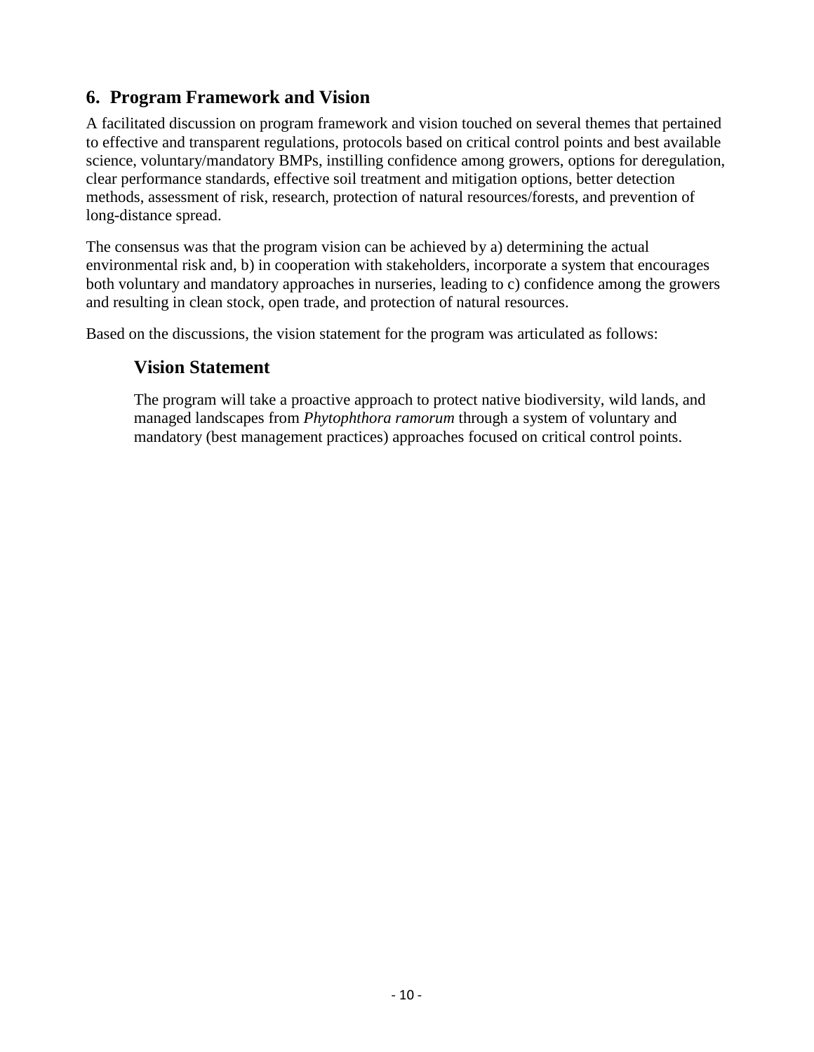## 6. Program Framework and Vision

A facilitated discussion on program framework and vision touched on several themes that pertained to effective and transparent regulations, protocols based on critical control points and best available science, voluntary/mandatory BMPs, instilling confidence among growers, options for deregulation, clear performance standards, effective soil treatment and mitigation options, better detection methods, assessment of risk, research, protection of natural resources/forests, and prevention of long-distance spread.

The consensus was that the program vision can be achieved by a) determining the actual environmental risk and, b) in cooperation with stakeholders, incorporate a system that encourages both voluntary and mandatory approaches in nurseries, leading to c) confidence among the growers and resulting in clean stock, open trade, and protection of natural resources.

Based on the discussions, the vision statement for the program was articulated as follows:

### Vision Statement

The program will take a proactive approach to protect native biodiversity, wild lands, and managed landscapes from *Phytophthora ramorum* through a system of voluntary and mandatory (best management practices) approaches focused on critical control points.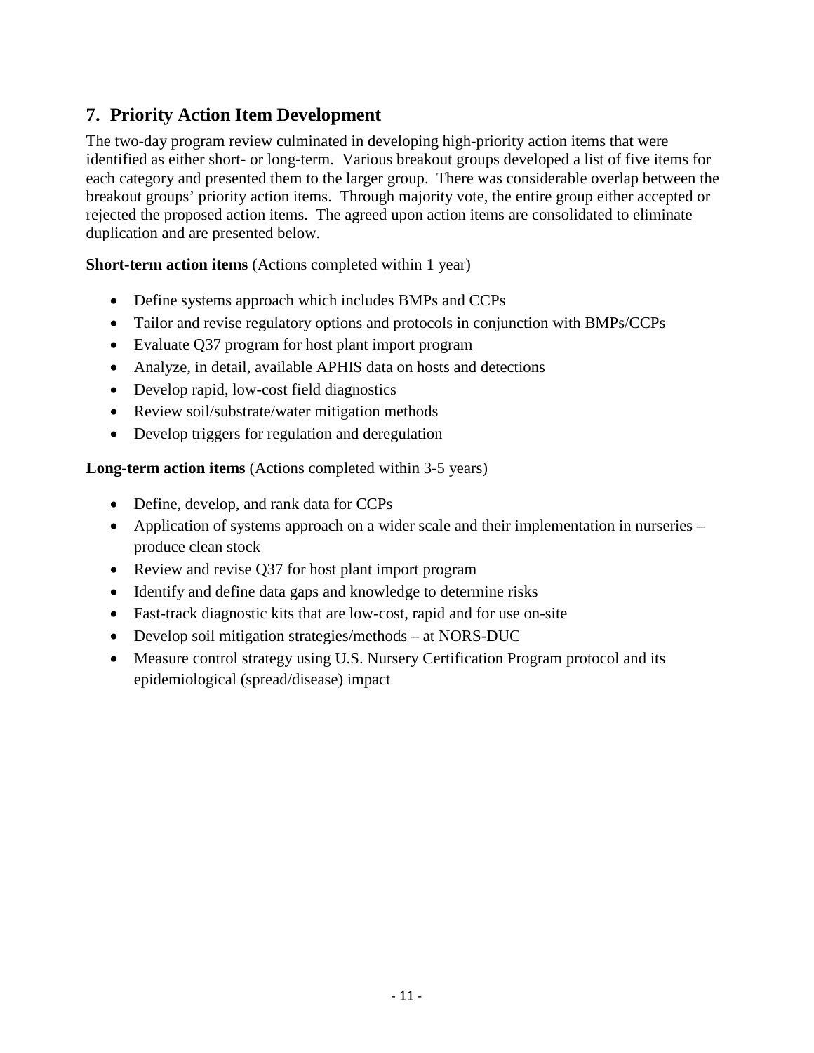## 7. Priority Action Item Development

The two-day program review culminated in developing high-priority action items that were identified as either short- or long-term. Various breakout groups developed a list of five items for each category and presented them to the larger group. There was considerable overlap between the breakout groups' priority action items. Through majority vote, the entire group either accepted or rejected the proposed action items. The agreed upon action items are consolidated to eliminate duplication and are presented below.

**Short-term action items** (Actions completed within 1 year)

- Define systems approach which includes BMPs and CCPs
- Tailor and revise regulatory options and protocols in conjunction with BMPs/CCPs
- Evaluate Q37 program for host plant import program
- Analyze, in detail, available APHIS data on hosts and detections
- Develop rapid, low-cost field diagnostics
- Review soil/substrate/water mitigation methods
- Develop triggers for regulation and deregulation

**Long-term action items** (Actions completed within 3-5 years)

- Define, develop, and rank data for CCPs
- Application of systems approach on a wider scale and their implementation in nurseries – produce clean stock
- Review and revise Q37 for host plant import program
- Identify and define data gaps and knowledge to determine risks
- Fast-track diagnostic kits that are low-cost, rapid and for use on-site
- Develop soil mitigation strategies/methods – at NORS-DUC
- Measure control strategy using U.S. Nursery Certification Program protocol and its epidemiological (spread/disease) impact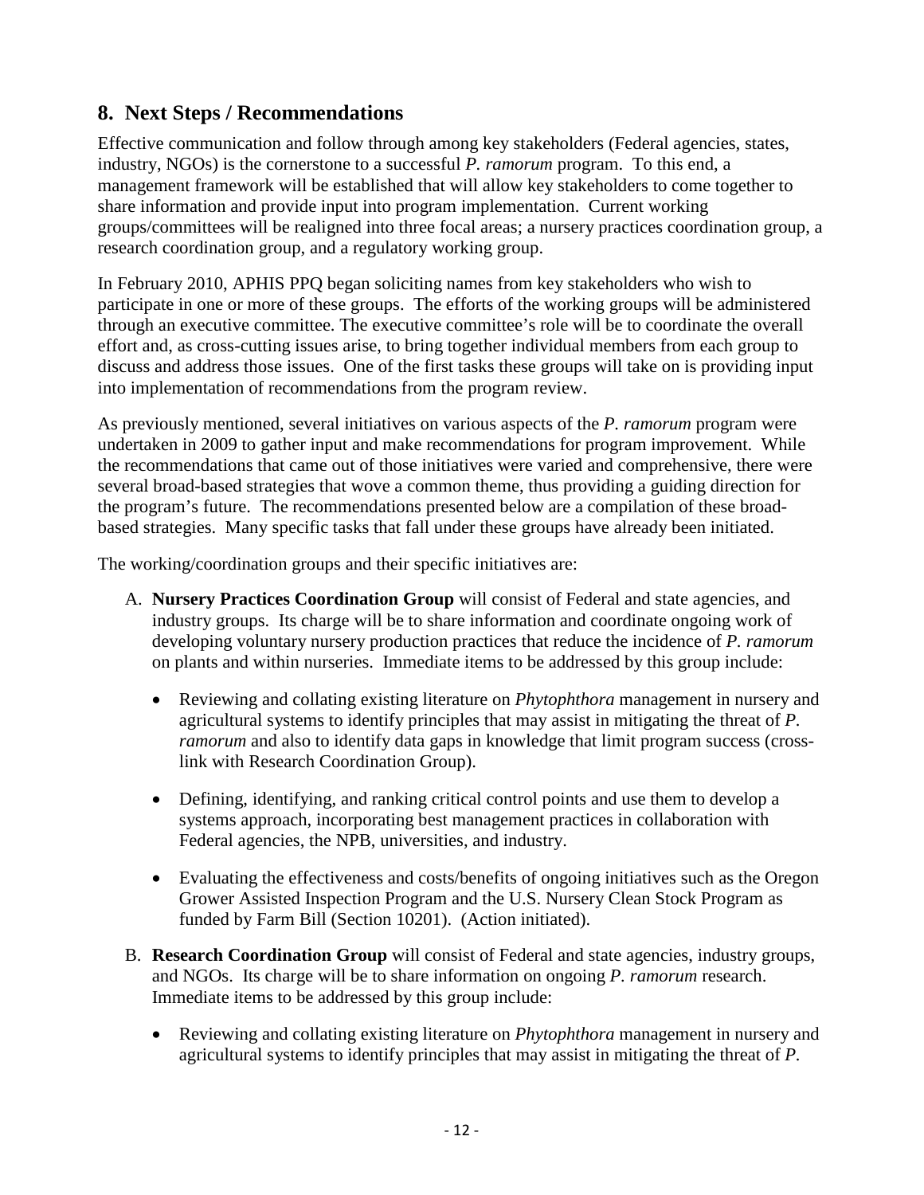## 8. Next Steps / Recommendations

Effective communication and follow through among key stakeholders (Federal agencies, states, industry, NGOs) is the cornerstone to a successful *P. ramorum* program. To this end, a management framework will be established that will allow key stakeholders to come together to share information and provide input into program implementation. Current working groups/committees will be realigned into three focal areas; a nursery practices coordination group, a research coordination group, and a regulatory working group.

In February 2010, APHIS PPQ began soliciting names from key stakeholders who wish to participate in one or more of these groups. The efforts of the working groups will be administered through an executive committee. The executive committee's role will be to coordinate the overall effort and, as cross-cutting issues arise, to bring together individual members from each group to discuss and address those issues. One of the first tasks these groups will take on is providing input into implementation of recommendations from the program review.

As previously mentioned, several initiatives on various aspects of the *P. ramorum* program were undertaken in 2009 to gather input and make recommendations for program improvement. While the recommendations that came out of those initiatives were varied and comprehensive, there were several broad-based strategies that wove a common theme, thus providing a guiding direction for the program's future. The recommendations presented below are a compilation of these broad-based strategies. Many specific tasks that fall under these groups have already been initiated.

The working/coordination groups and their specific initiatives are:

A. **Nursery Practices Coordination Group** will consist of Federal and state agencies, and industry groups. Its charge will be to share information and coordinate ongoing work of developing voluntary nursery production practices that reduce the incidence of *P. ramorum* on plants and within nurseries. Immediate items to be addressed by this group include:

   - Reviewing and collating existing literature on *Phytophthora* management in nursery and agricultural systems to identify principles that may assist in mitigating the threat of *P. ramorum* and also to identify data gaps in knowledge that limit program success (cross-link with Research Coordination Group).

   - Defining, identifying, and ranking critical control points and use them to develop a systems approach, incorporating best management practices in collaboration with Federal agencies, the NPB, universities, and industry.

   - Evaluating the effectiveness and costs/benefits of ongoing initiatives such as the Oregon Grower Assisted Inspection Program and the U.S. Nursery Clean Stock Program as funded by Farm Bill (Section 10201). (Action initiated).

B. **Research Coordination Group** will consist of Federal and state agencies, industry groups, and NGOs. Its charge will be to share information on ongoing *P. ramorum* research. Immediate items to be addressed by this group include:

   - Reviewing and collating existing literature on *Phytophthora* management in nursery and agricultural systems to identify principles that may assist in mitigating the threat of *P.*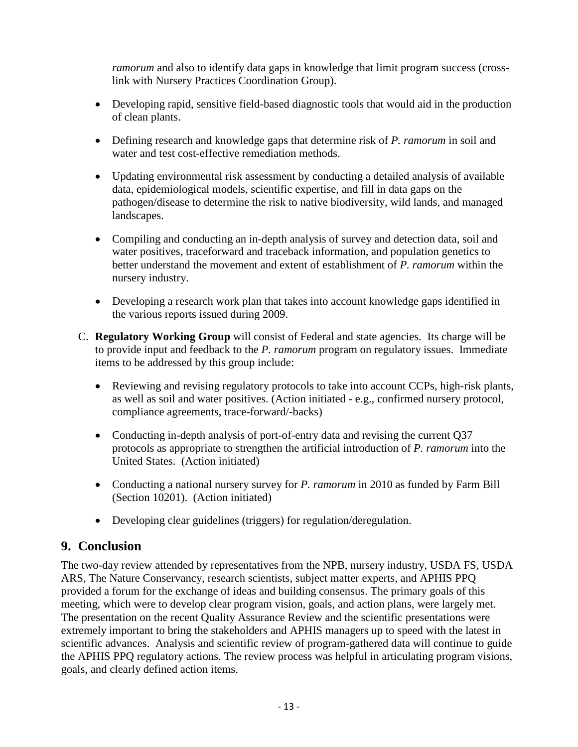*ramorum* and also to identify data gaps in knowledge that limit program success (cross-link with Nursery Practices Coordination Group).

- Developing rapid, sensitive field-based diagnostic tools that would aid in the production of clean plants.
- Defining research and knowledge gaps that determine risk of *P. ramorum* in soil and water and test cost-effective remediation methods.
- Updating environmental risk assessment by conducting a detailed analysis of available data, epidemiological models, scientific expertise, and fill in data gaps on the pathogen/disease to determine the risk to native biodiversity, wild lands, and managed landscapes.
- Compiling and conducting an in-depth analysis of survey and detection data, soil and water positives, traceforward and traceback information, and population genetics to better understand the movement and extent of establishment of *P. ramorum* within the nursery industry.
- Developing a research work plan that takes into account knowledge gaps identified in the various reports issued during 2009.

C. **Regulatory Working Group** will consist of Federal and state agencies. Its charge will be to provide input and feedback to the *P. ramorum* program on regulatory issues. Immediate items to be addressed by this group include:

- Reviewing and revising regulatory protocols to take into account CCPs, high-risk plants, as well as soil and water positives. (Action initiated - e.g., confirmed nursery protocol, compliance agreements, trace-forward/-backs)
- Conducting in-depth analysis of port-of-entry data and revising the current Q37 protocols as appropriate to strengthen the artificial introduction of *P. ramorum* into the United States. (Action initiated)
- Conducting a national nursery survey for *P. ramorum* in 2010 as funded by Farm Bill (Section 10201). (Action initiated)
- Developing clear guidelines (triggers) for regulation/deregulation.

## 9. Conclusion

The two-day review attended by representatives from the NPB, nursery industry, USDA FS, USDA ARS, The Nature Conservancy, research scientists, subject matter experts, and APHIS PPQ provided a forum for the exchange of ideas and building consensus. The primary goals of this meeting, which were to develop clear program vision, goals, and action plans, were largely met. The presentation on the recent Quality Assurance Review and the scientific presentations were extremely important to bring the stakeholders and APHIS managers up to speed with the latest in scientific advances. Analysis and scientific review of program-gathered data will continue to guide the APHIS PPQ regulatory actions. The review process was helpful in articulating program visions, goals, and clearly defined action items.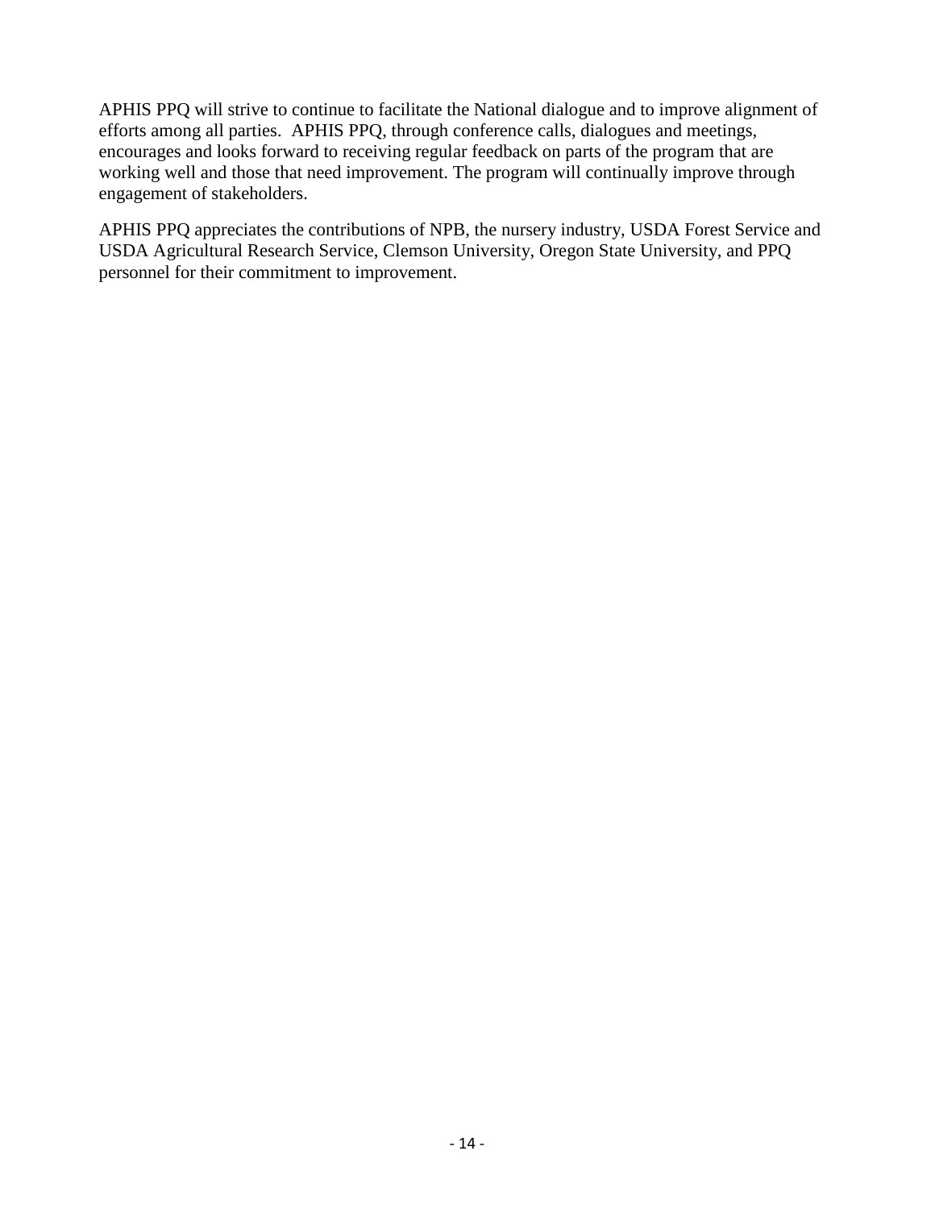APHIS PPQ will strive to continue to facilitate the National dialogue and to improve alignment of efforts among all parties. APHIS PPQ, through conference calls, dialogues and meetings, encourages and looks forward to receiving regular feedback on parts of the program that are working well and those that need improvement. The program will continually improve through engagement of stakeholders.

APHIS PPQ appreciates the contributions of NPB, the nursery industry, USDA Forest Service and USDA Agricultural Research Service, Clemson University, Oregon State University, and PPQ personnel for their commitment to improvement.